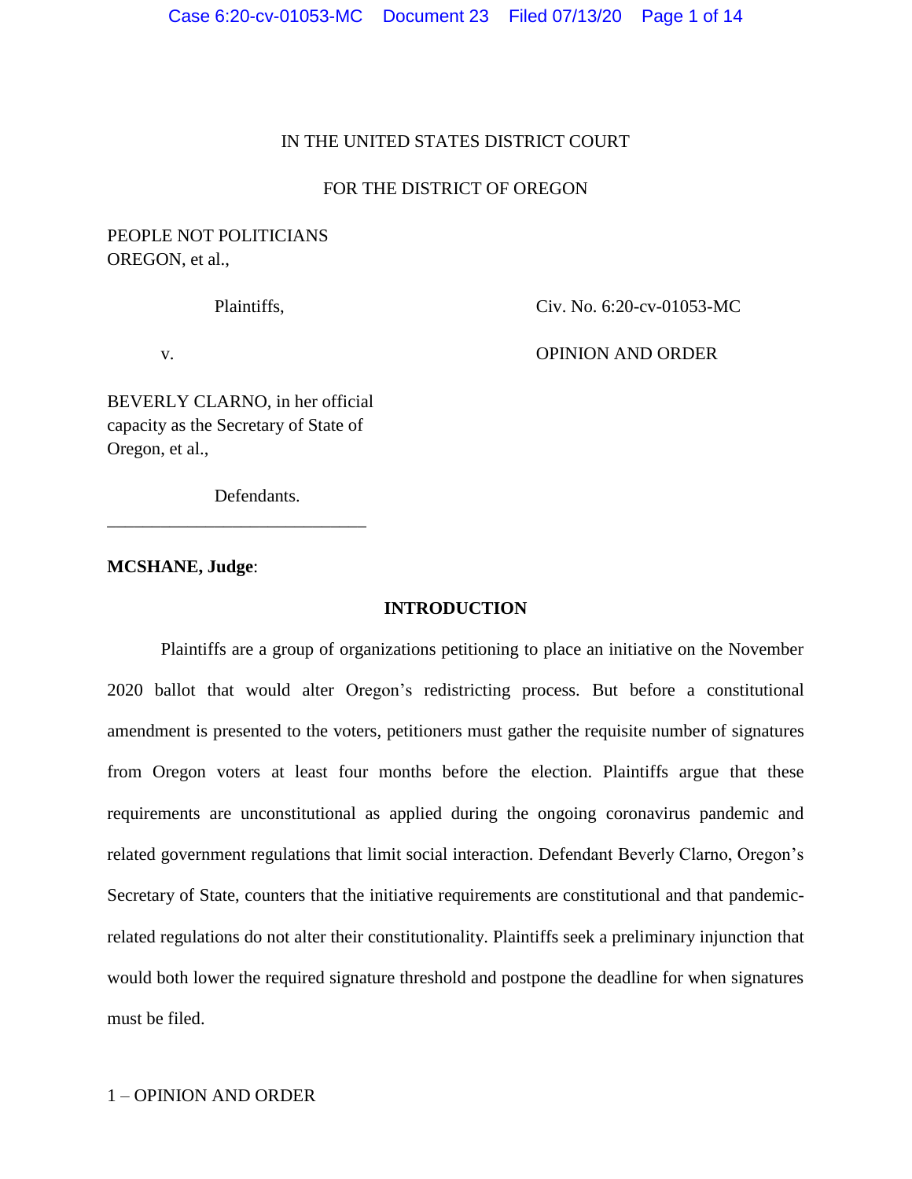IN THE UNITED STATES DISTRICT COURT

FOR THE DISTRICT OF OREGON

PEOPLE NOT POLITICIANS OREGON, et al.,

Plaintiffs,

v.

BEVERLY CLARNO, in her official capacity as the Secretary of State of Oregon, et al.,

Defendants.

Civ. No. 6:20-cv-01053-MC

OPINION AND ORDER

**MCSHANE, Judge**:

## INTRODUCTION

Plaintiffs are a group of organizations petitioning to place an initiative on the November 2020 ballot that would alter Oregon's redistricting process. But before a constitutional amendment is presented to the voters, petitioners must gather the requisite number of signatures from Oregon voters at least four months before the election. Plaintiffs argue that these requirements are unconstitutional as applied during the ongoing coronavirus pandemic and related government regulations that limit social interaction. Defendant Beverly Clarno, Oregon's Secretary of State, counters that the initiative requirements are constitutional and that pandemic-related regulations do not alter their constitutionality. Plaintiffs seek a preliminary injunction that would both lower the required signature threshold and postpone the deadline for when signatures must be filed.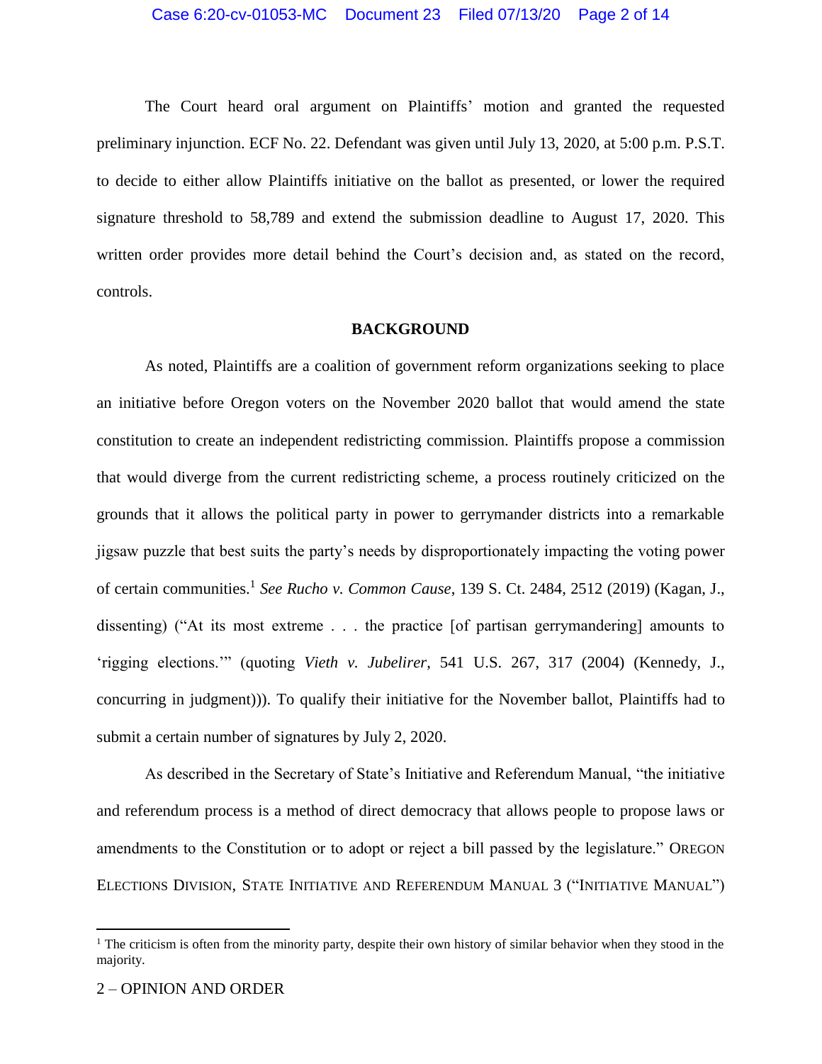The Court heard oral argument on Plaintiffs' motion and granted the requested preliminary injunction. ECF No. 22. Defendant was given until July 13, 2020, at 5:00 p.m. P.S.T. to decide to either allow Plaintiffs initiative on the ballot as presented, or lower the required signature threshold to 58,789 and extend the submission deadline to August 17, 2020. This written order provides more detail behind the Court's decision and, as stated on the record, controls.

## BACKGROUND

As noted, Plaintiffs are a coalition of government reform organizations seeking to place an initiative before Oregon voters on the November 2020 ballot that would amend the state constitution to create an independent redistricting commission. Plaintiffs propose a commission that would diverge from the current redistricting scheme, a process routinely criticized on the grounds that it allows the political party in power to gerrymander districts into a remarkable jigsaw puzzle that best suits the party's needs by disproportionately impacting the voting power of certain communities.[1] *See Rucho v. Common Cause*, 139 S. Ct. 2484, 2512 (2019) (Kagan, J., dissenting) ("At its most extreme . . . the practice [of partisan gerrymandering] amounts to 'rigging elections.'" (quoting *Vieth v. Jubelirer*, 541 U.S. 267, 317 (2004) (Kennedy, J., concurring in judgment))). To qualify their initiative for the November ballot, Plaintiffs had to submit a certain number of signatures by July 2, 2020.

As described in the Secretary of State's Initiative and Referendum Manual, "the initiative and referendum process is a method of direct democracy that allows people to propose laws or amendments to the Constitution or to adopt or reject a bill passed by the legislature." OREGON ELECTIONS DIVISION, STATE INITIATIVE AND REFERENDUM MANUAL 3 ("INITIATIVE MANUAL")

---

[1] The criticism is often from the minority party, despite their own history of similar behavior when they stood in the majority.

2 – OPINION AND ORDER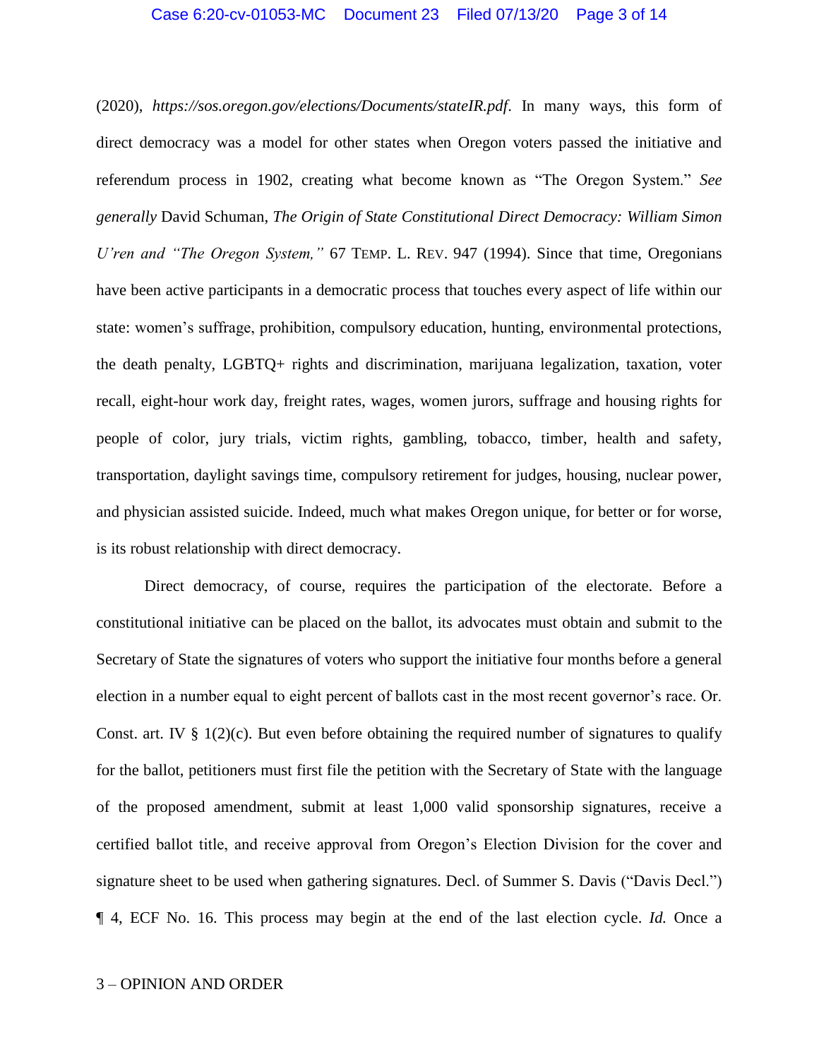(2020), *https://sos.oregon.gov/elections/Documents/stateIR.pdf*. In many ways, this form of direct democracy was a model for other states when Oregon voters passed the initiative and referendum process in 1902, creating what become known as "The Oregon System." *See generally* David Schuman, *The Origin of State Constitutional Direct Democracy: William Simon U'ren and "The Oregon System,"* 67 TEMP. L. REV. 947 (1994). Since that time, Oregonians have been active participants in a democratic process that touches every aspect of life within our state: women's suffrage, prohibition, compulsory education, hunting, environmental protections, the death penalty, LGBTQ+ rights and discrimination, marijuana legalization, taxation, voter recall, eight-hour work day, freight rates, wages, women jurors, suffrage and housing rights for people of color, jury trials, victim rights, gambling, tobacco, timber, health and safety, transportation, daylight savings time, compulsory retirement for judges, housing, nuclear power, and physician assisted suicide. Indeed, much what makes Oregon unique, for better or for worse, is its robust relationship with direct democracy.

Direct democracy, of course, requires the participation of the electorate. Before a constitutional initiative can be placed on the ballot, its advocates must obtain and submit to the Secretary of State the signatures of voters who support the initiative four months before a general election in a number equal to eight percent of ballots cast in the most recent governor's race. Or. Const. art. IV § 1(2)(c). But even before obtaining the required number of signatures to qualify for the ballot, petitioners must first file the petition with the Secretary of State with the language of the proposed amendment, submit at least 1,000 valid sponsorship signatures, receive a certified ballot title, and receive approval from Oregon's Election Division for the cover and signature sheet to be used when gathering signatures. Decl. of Summer S. Davis ("Davis Decl.") ¶ 4, ECF No. 16. This process may begin at the end of the last election cycle. *Id.* Once a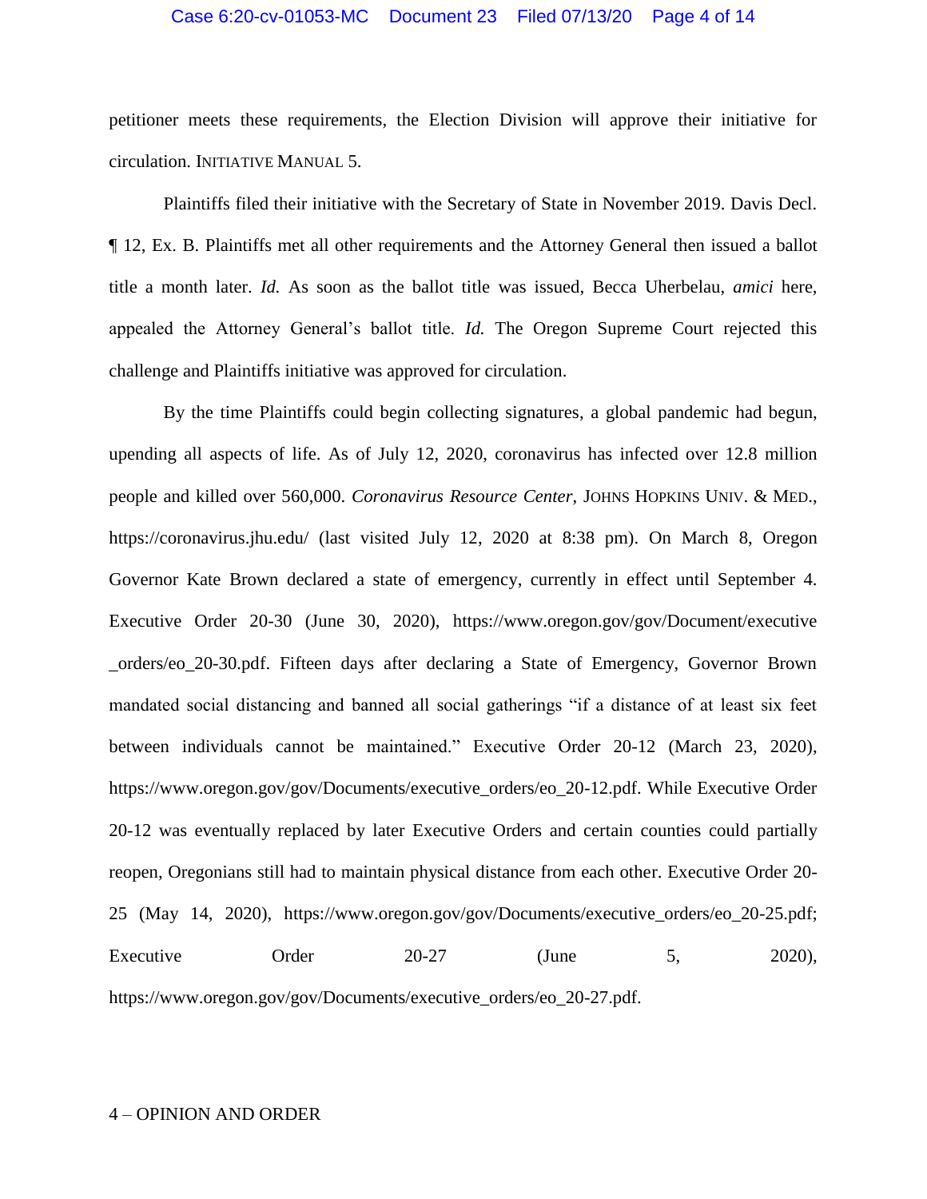petitioner meets these requirements, the Election Division will approve their initiative for circulation. INITIATIVE MANUAL 5.

Plaintiffs filed their initiative with the Secretary of State in November 2019. Davis Decl. ¶ 12, Ex. B. Plaintiffs met all other requirements and the Attorney General then issued a ballot title a month later. *Id.* As soon as the ballot title was issued, Becca Uherbelau, *amici* here, appealed the Attorney General's ballot title. *Id.* The Oregon Supreme Court rejected this challenge and Plaintiffs initiative was approved for circulation.

By the time Plaintiffs could begin collecting signatures, a global pandemic had begun, upending all aspects of life. As of July 12, 2020, coronavirus has infected over 12.8 million people and killed over 560,000. *Coronavirus Resource Center*, JOHNS HOPKINS UNIV. & MED., https://coronavirus.jhu.edu/ (last visited July 12, 2020 at 8:38 pm). On March 8, Oregon Governor Kate Brown declared a state of emergency, currently in effect until September 4. Executive Order 20-30 (June 30, 2020), https://www.oregon.gov/gov/Document/executive_orders/eo_20-30.pdf. Fifteen days after declaring a State of Emergency, Governor Brown mandated social distancing and banned all social gatherings "if a distance of at least six feet between individuals cannot be maintained." Executive Order 20-12 (March 23, 2020), https://www.oregon.gov/gov/Documents/executive_orders/eo_20-12.pdf. While Executive Order 20-12 was eventually replaced by later Executive Orders and certain counties could partially reopen, Oregonians still had to maintain physical distance from each other. Executive Order 20-25 (May 14, 2020), https://www.oregon.gov/gov/Documents/executive_orders/eo_20-25.pdf; Executive Order 20-27 (June 5, 2020), https://www.oregon.gov/gov/Documents/executive_orders/eo_20-27.pdf.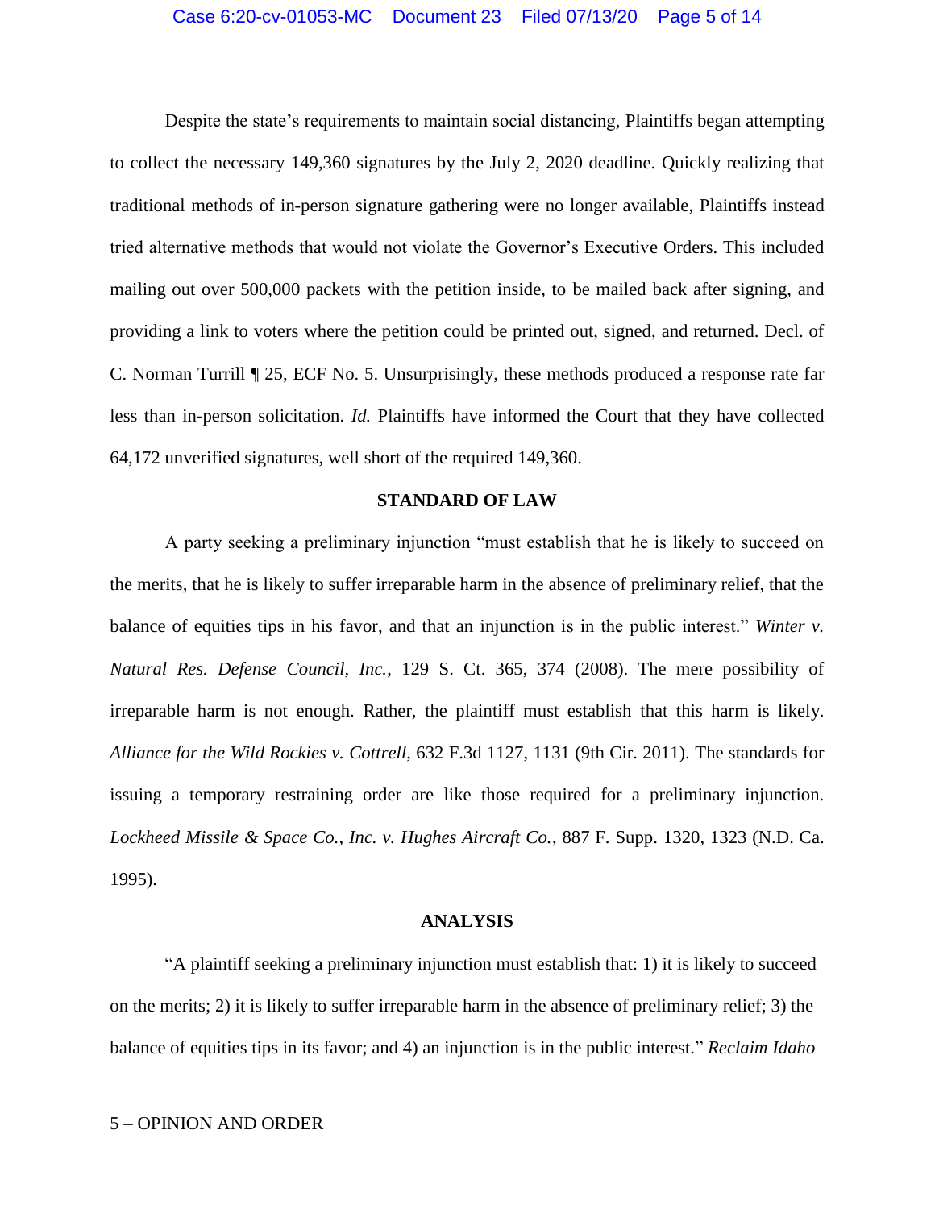Despite the state's requirements to maintain social distancing, Plaintiffs began attempting to collect the necessary 149,360 signatures by the July 2, 2020 deadline. Quickly realizing that traditional methods of in-person signature gathering were no longer available, Plaintiffs instead tried alternative methods that would not violate the Governor's Executive Orders. This included mailing out over 500,000 packets with the petition inside, to be mailed back after signing, and providing a link to voters where the petition could be printed out, signed, and returned. Decl. of C. Norman Turrill ¶ 25, ECF No. 5. Unsurprisingly, these methods produced a response rate far less than in-person solicitation. *Id.* Plaintiffs have informed the Court that they have collected 64,172 unverified signatures, well short of the required 149,360.

## STANDARD OF LAW

A party seeking a preliminary injunction "must establish that he is likely to succeed on the merits, that he is likely to suffer irreparable harm in the absence of preliminary relief, that the balance of equities tips in his favor, and that an injunction is in the public interest." *Winter v. Natural Res. Defense Council, Inc.*, 129 S. Ct. 365, 374 (2008). The mere possibility of irreparable harm is not enough. Rather, the plaintiff must establish that this harm is likely. *Alliance for the Wild Rockies v. Cottrell*, 632 F.3d 1127, 1131 (9th Cir. 2011). The standards for issuing a temporary restraining order are like those required for a preliminary injunction. *Lockheed Missile & Space Co., Inc. v. Hughes Aircraft Co.*, 887 F. Supp. 1320, 1323 (N.D. Ca. 1995).

## ANALYSIS

"A plaintiff seeking a preliminary injunction must establish that: 1) it is likely to succeed on the merits; 2) it is likely to suffer irreparable harm in the absence of preliminary relief; 3) the balance of equities tips in its favor; and 4) an injunction is in the public interest." *Reclaim Idaho*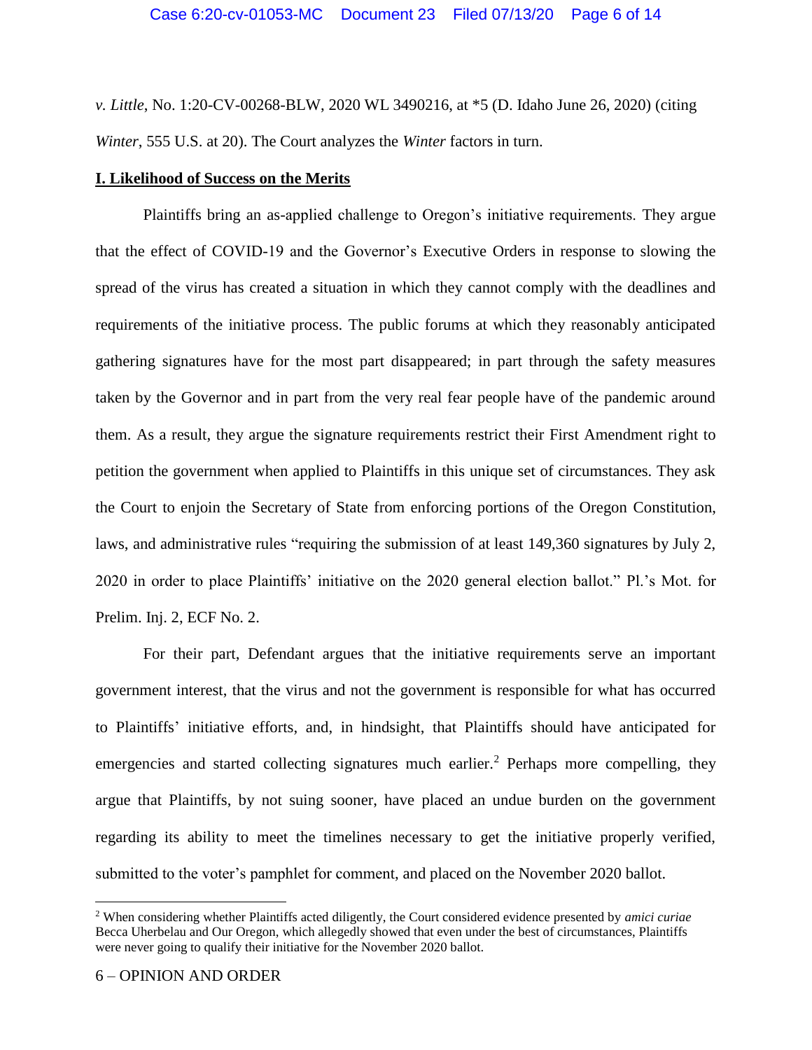*v. Little*, No. 1:20-CV-00268-BLW, 2020 WL 3490216, at *5 (D. Idaho June 26, 2020) (citing *Winter*, 555 U.S. at 20). The Court analyzes the *Winter* factors in turn.

## I. Likelihood of Success on the Merits

Plaintiffs bring an as-applied challenge to Oregon's initiative requirements. They argue that the effect of COVID-19 and the Governor's Executive Orders in response to slowing the spread of the virus has created a situation in which they cannot comply with the deadlines and requirements of the initiative process. The public forums at which they reasonably anticipated gathering signatures have for the most part disappeared; in part through the safety measures taken by the Governor and in part from the very real fear people have of the pandemic around them. As a result, they argue the signature requirements restrict their First Amendment right to petition the government when applied to Plaintiffs in this unique set of circumstances. They ask the Court to enjoin the Secretary of State from enforcing portions of the Oregon Constitution, laws, and administrative rules "requiring the submission of at least 149,360 signatures by July 2, 2020 in order to place Plaintiffs' initiative on the 2020 general election ballot." Pl.'s Mot. for Prelim. Inj. 2, ECF No. 2.

For their part, Defendant argues that the initiative requirements serve an important government interest, that the virus and not the government is responsible for what has occurred to Plaintiffs' initiative efforts, and, in hindsight, that Plaintiffs should have anticipated for emergencies and started collecting signatures much earlier.[2] Perhaps more compelling, they argue that Plaintiffs, by not suing sooner, have placed an undue burden on the government regarding its ability to meet the timelines necessary to get the initiative properly verified, submitted to the voter's pamphlet for comment, and placed on the November 2020 ballot.

---

[2] When considering whether Plaintiffs acted diligently, the Court considered evidence presented by *amici curiae* Becca Uherbelau and Our Oregon, which allegedly showed that even under the best of circumstances, Plaintiffs were never going to qualify their initiative for the November 2020 ballot.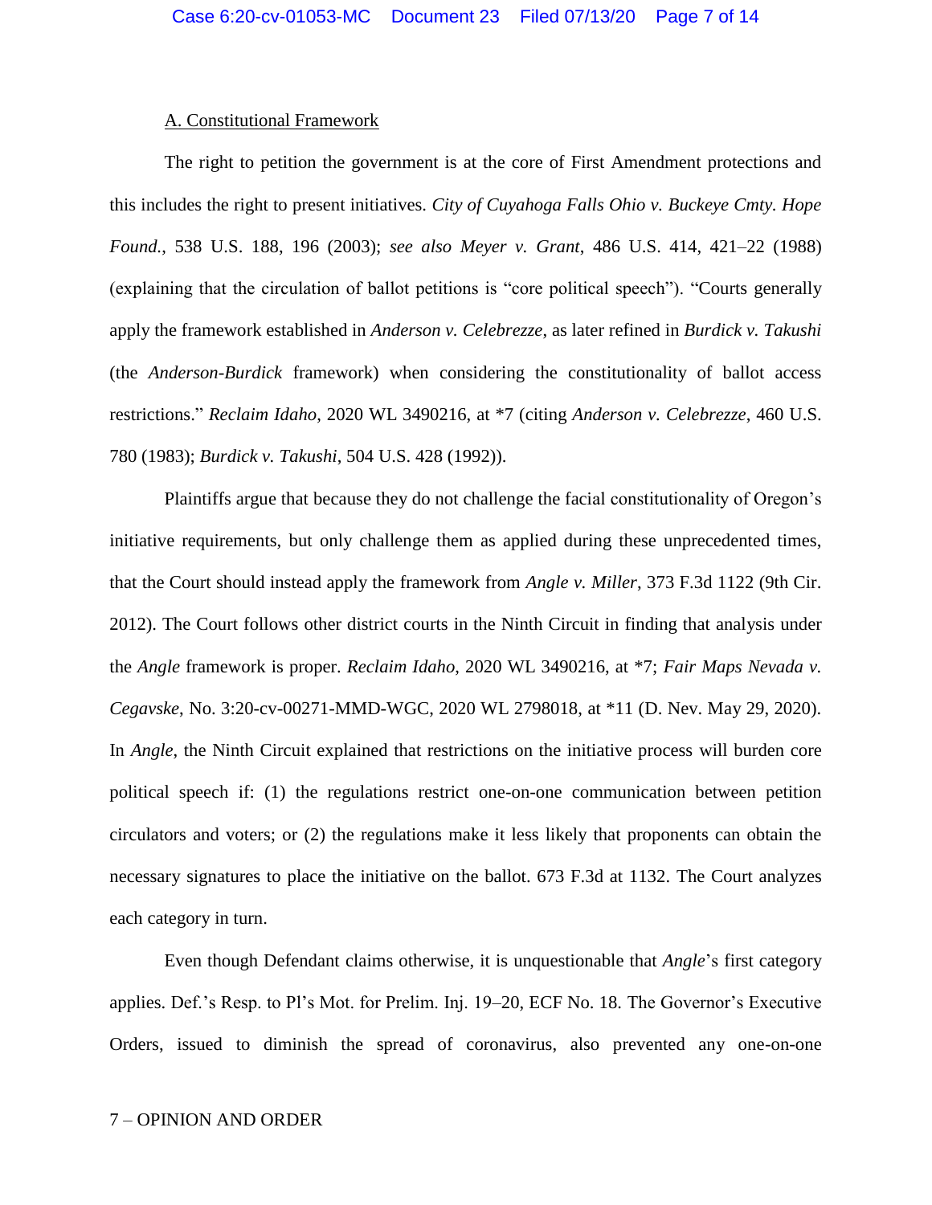A. Constitutional Framework

The right to petition the government is at the core of First Amendment protections and this includes the right to present initiatives. *City of Cuyahoga Falls Ohio v. Buckeye Cmty. Hope Found.*, 538 U.S. 188, 196 (2003); *see also Meyer v. Grant*, 486 U.S. 414, 421–22 (1988) (explaining that the circulation of ballot petitions is "core political speech"). "Courts generally apply the framework established in *Anderson v. Celebrezze*, as later refined in *Burdick v. Takushi* (the *Anderson-Burdick* framework) when considering the constitutionality of ballot access restrictions." *Reclaim Idaho*, 2020 WL 3490216, at *7 (citing *Anderson v. Celebrezze*, 460 U.S. 780 (1983); *Burdick v. Takushi*, 504 U.S. 428 (1992)).

Plaintiffs argue that because they do not challenge the facial constitutionality of Oregon's initiative requirements, but only challenge them as applied during these unprecedented times, that the Court should instead apply the framework from *Angle v. Miller*, 373 F.3d 1122 (9th Cir. 2012). The Court follows other district courts in the Ninth Circuit in finding that analysis under the *Angle* framework is proper. *Reclaim Idaho*, 2020 WL 3490216, at *7; *Fair Maps Nevada v. Cegavske*, No. 3:20-cv-00271-MMD-WGC, 2020 WL 2798018, at *11 (D. Nev. May 29, 2020). In *Angle*, the Ninth Circuit explained that restrictions on the initiative process will burden core political speech if: (1) the regulations restrict one-on-one communication between petition circulators and voters; or (2) the regulations make it less likely that proponents can obtain the necessary signatures to place the initiative on the ballot. 673 F.3d at 1132. The Court analyzes each category in turn.

Even though Defendant claims otherwise, it is unquestionable that *Angle*'s first category applies. Def.'s Resp. to Pl's Mot. for Prelim. Inj. 19–20, ECF No. 18. The Governor's Executive Orders, issued to diminish the spread of coronavirus, also prevented any one-on-one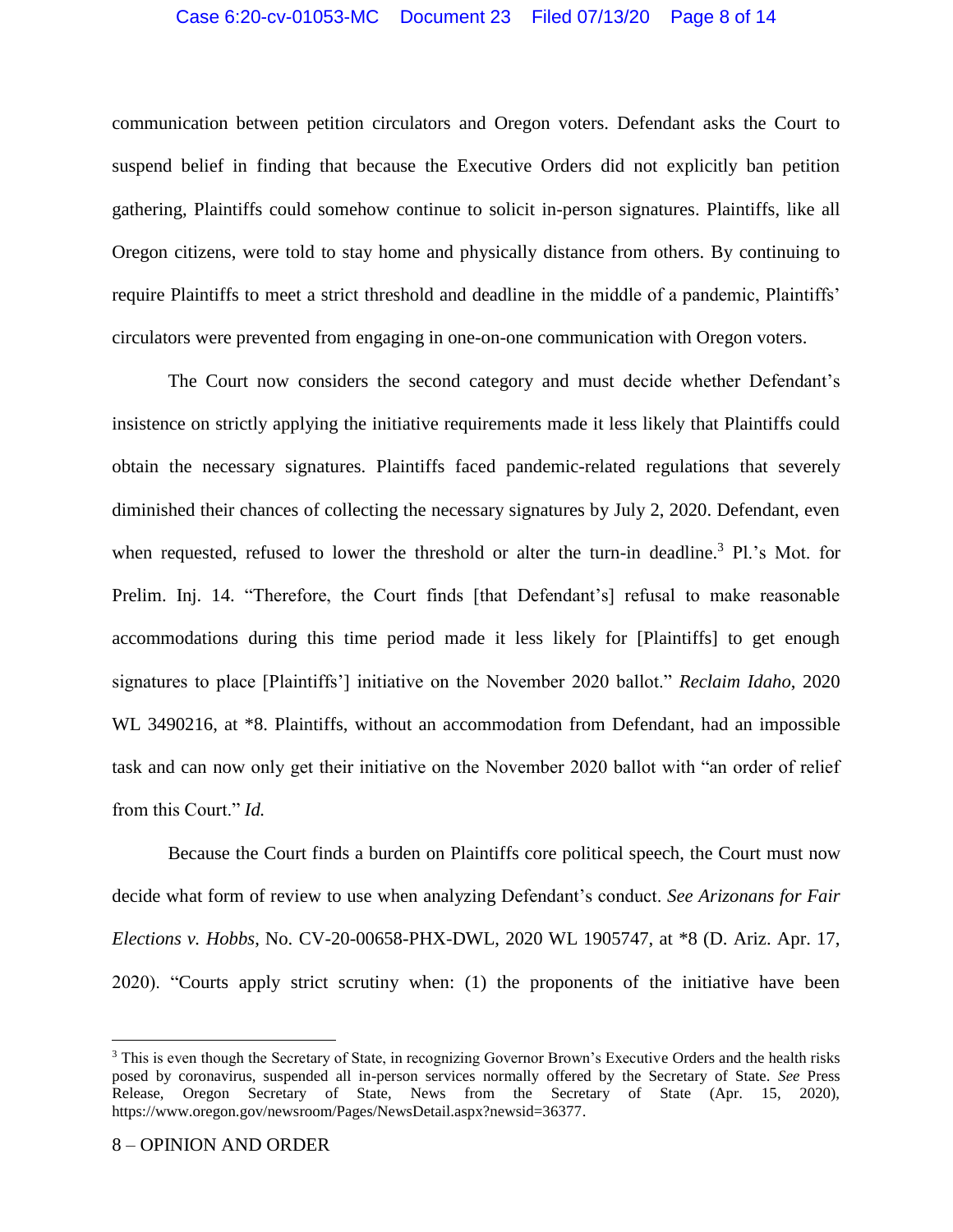communication between petition circulators and Oregon voters. Defendant asks the Court to suspend belief in finding that because the Executive Orders did not explicitly ban petition gathering, Plaintiffs could somehow continue to solicit in-person signatures. Plaintiffs, like all Oregon citizens, were told to stay home and physically distance from others. By continuing to require Plaintiffs to meet a strict threshold and deadline in the middle of a pandemic, Plaintiffs' circulators were prevented from engaging in one-on-one communication with Oregon voters.

The Court now considers the second category and must decide whether Defendant's insistence on strictly applying the initiative requirements made it less likely that Plaintiffs could obtain the necessary signatures. Plaintiffs faced pandemic-related regulations that severely diminished their chances of collecting the necessary signatures by July 2, 2020. Defendant, even when requested, refused to lower the threshold or alter the turn-in deadline.[3] Pl.'s Mot. for Prelim. Inj. 14. "Therefore, the Court finds [that Defendant's] refusal to make reasonable accommodations during this time period made it less likely for [Plaintiffs] to get enough signatures to place [Plaintiffs'] initiative on the November 2020 ballot." *Reclaim Idaho*, 2020 WL 3490216, at *8. Plaintiffs, without an accommodation from Defendant, had an impossible task and can now only get their initiative on the November 2020 ballot with "an order of relief from this Court." *Id.*

Because the Court finds a burden on Plaintiffs core political speech, the Court must now decide what form of review to use when analyzing Defendant's conduct. *See Arizonans for Fair Elections v. Hobbs*, No. CV-20-00658-PHX-DWL, 2020 WL 1905747, at *8 (D. Ariz. Apr. 17, 2020). "Courts apply strict scrutiny when: (1) the proponents of the initiative have been

[3] This is even though the Secretary of State, in recognizing Governor Brown's Executive Orders and the health risks posed by coronavirus, suspended all in-person services normally offered by the Secretary of State. *See* Press Release, Oregon Secretary of State, News from the Secretary of State (Apr. 15, 2020), https://www.oregon.gov/newsroom/Pages/NewsDetail.aspx?newsid=36377.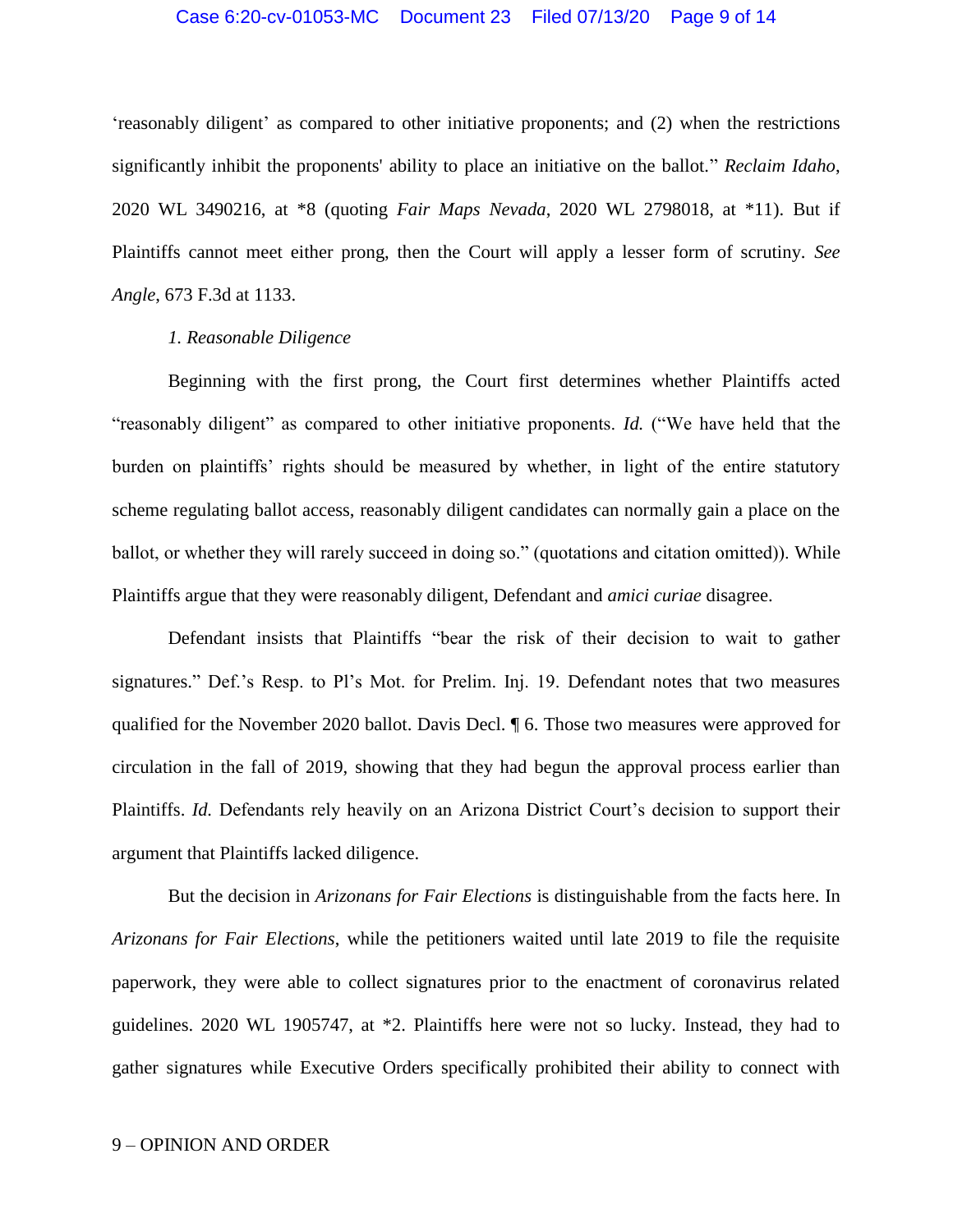'reasonably diligent' as compared to other initiative proponents; and (2) when the restrictions significantly inhibit the proponents' ability to place an initiative on the ballot." *Reclaim Idaho*, 2020 WL 3490216, at *8 (quoting *Fair Maps Nevada*, 2020 WL 2798018, at *11). But if Plaintiffs cannot meet either prong, then the Court will apply a lesser form of scrutiny. *See Angle*, 673 F.3d at 1133.

*1. Reasonable Diligence*

Beginning with the first prong, the Court first determines whether Plaintiffs acted "reasonably diligent" as compared to other initiative proponents. *Id.* ("We have held that the burden on plaintiffs' rights should be measured by whether, in light of the entire statutory scheme regulating ballot access, reasonably diligent candidates can normally gain a place on the ballot, or whether they will rarely succeed in doing so." (quotations and citation omitted)). While Plaintiffs argue that they were reasonably diligent, Defendant and *amici curiae* disagree.

Defendant insists that Plaintiffs "bear the risk of their decision to wait to gather signatures." Def.'s Resp. to Pl's Mot. for Prelim. Inj. 19. Defendant notes that two measures qualified for the November 2020 ballot. Davis Decl. ¶ 6. Those two measures were approved for circulation in the fall of 2019, showing that they had begun the approval process earlier than Plaintiffs. *Id.* Defendants rely heavily on an Arizona District Court's decision to support their argument that Plaintiffs lacked diligence.

But the decision in *Arizonans for Fair Elections* is distinguishable from the facts here. In *Arizonans for Fair Elections*, while the petitioners waited until late 2019 to file the requisite paperwork, they were able to collect signatures prior to the enactment of coronavirus related guidelines. 2020 WL 1905747, at *2. Plaintiffs here were not so lucky. Instead, they had to gather signatures while Executive Orders specifically prohibited their ability to connect with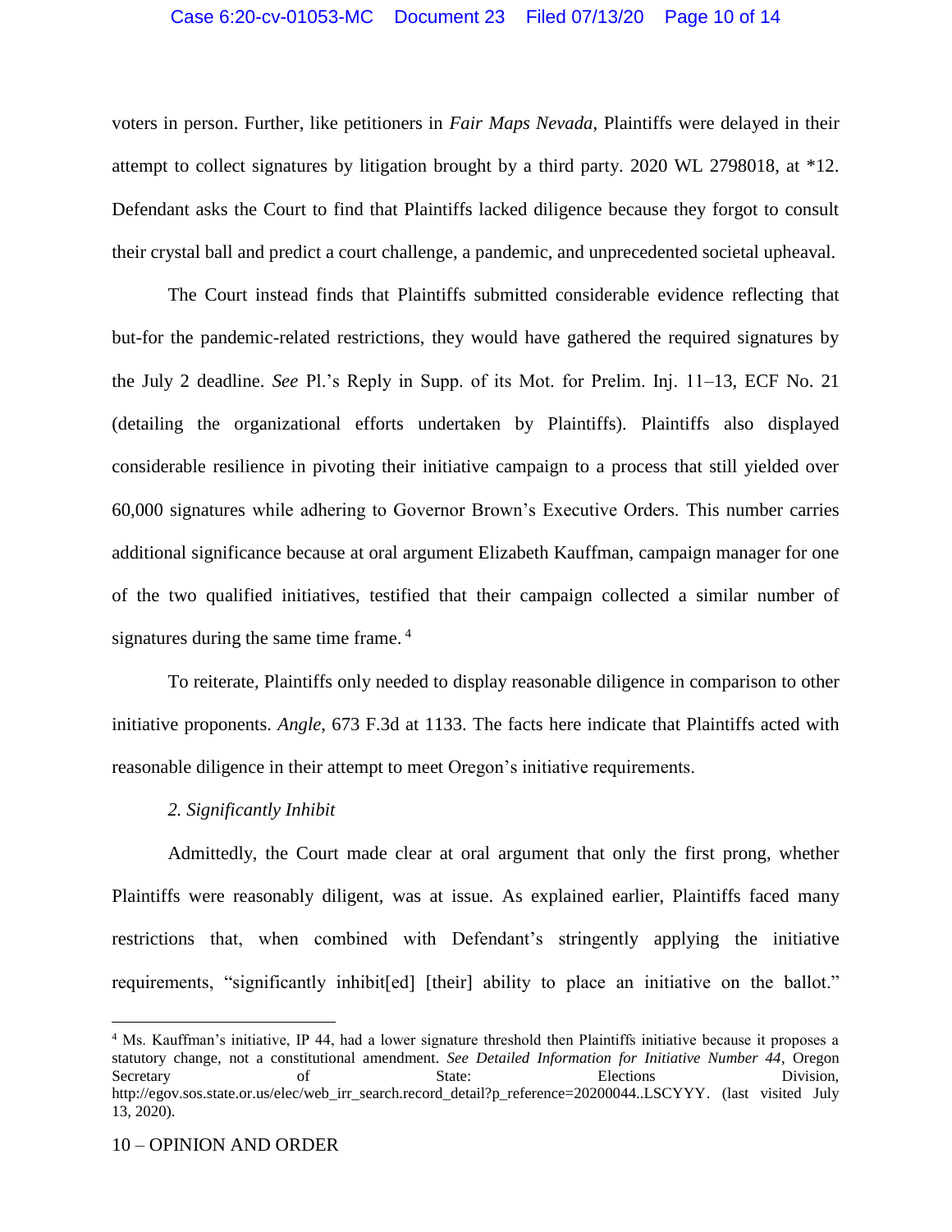voters in person. Further, like petitioners in *Fair Maps Nevada*, Plaintiffs were delayed in their attempt to collect signatures by litigation brought by a third party. 2020 WL 2798018, at *12. Defendant asks the Court to find that Plaintiffs lacked diligence because they forgot to consult their crystal ball and predict a court challenge, a pandemic, and unprecedented societal upheaval.

The Court instead finds that Plaintiffs submitted considerable evidence reflecting that but-for the pandemic-related restrictions, they would have gathered the required signatures by the July 2 deadline. *See* Pl.'s Reply in Supp. of its Mot. for Prelim. Inj. 11–13, ECF No. 21 (detailing the organizational efforts undertaken by Plaintiffs). Plaintiffs also displayed considerable resilience in pivoting their initiative campaign to a process that still yielded over 60,000 signatures while adhering to Governor Brown's Executive Orders. This number carries additional significance because at oral argument Elizabeth Kauffman, campaign manager for one of the two qualified initiatives, testified that their campaign collected a similar number of signatures during the same time frame. [4]

To reiterate, Plaintiffs only needed to display reasonable diligence in comparison to other initiative proponents. *Angle*, 673 F.3d at 1133. The facts here indicate that Plaintiffs acted with reasonable diligence in their attempt to meet Oregon's initiative requirements.

*2. Significantly Inhibit*

Admittedly, the Court made clear at oral argument that only the first prong, whether Plaintiffs were reasonably diligent, was at issue. As explained earlier, Plaintiffs faced many restrictions that, when combined with Defendant's stringently applying the initiative requirements, "significantly inhibit[ed] [their] ability to place an initiative on the ballot."

---

[4] Ms. Kauffman's initiative, IP 44, had a lower signature threshold then Plaintiffs initiative because it proposes a statutory change, not a constitutional amendment. *See Detailed Information for Initiative Number 44*, Oregon Secretary of State: Elections Division, http://egov.sos.state.or.us/elec/web_irr_search.record_detail?p_reference=20200044..LSCYYY. (last visited July 13, 2020).

10 – OPINION AND ORDER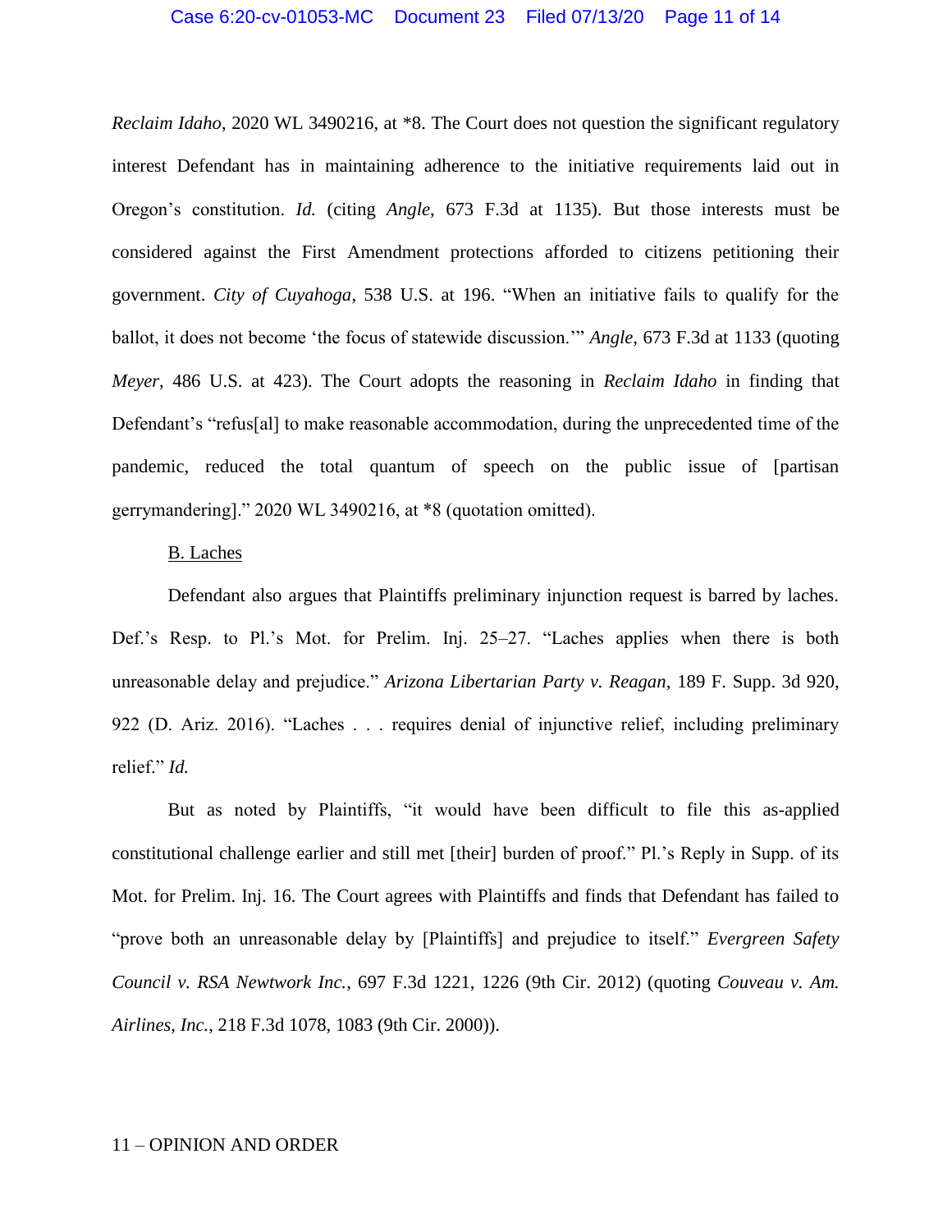*Reclaim Idaho*, 2020 WL 3490216, at *8. The Court does not question the significant regulatory interest Defendant has in maintaining adherence to the initiative requirements laid out in Oregon's constitution. *Id.* (citing *Angle*, 673 F.3d at 1135). But those interests must be considered against the First Amendment protections afforded to citizens petitioning their government. *City of Cuyahoga*, 538 U.S. at 196. "When an initiative fails to qualify for the ballot, it does not become 'the focus of statewide discussion.'" *Angle*, 673 F.3d at 1133 (quoting *Meyer*, 486 U.S. at 423). The Court adopts the reasoning in *Reclaim Idaho* in finding that Defendant's "refus[al] to make reasonable accommodation, during the unprecedented time of the pandemic, reduced the total quantum of speech on the public issue of [partisan gerrymandering]." 2020 WL 3490216, at *8 (quotation omitted).

<u>B. Laches</u>

Defendant also argues that Plaintiffs preliminary injunction request is barred by laches. Def.'s Resp. to Pl.'s Mot. for Prelim. Inj. 25–27. "Laches applies when there is both unreasonable delay and prejudice." *Arizona Libertarian Party v. Reagan*, 189 F. Supp. 3d 920, 922 (D. Ariz. 2016). "Laches . . . requires denial of injunctive relief, including preliminary relief." *Id.*

But as noted by Plaintiffs, "it would have been difficult to file this as-applied constitutional challenge earlier and still met [their] burden of proof." Pl.'s Reply in Supp. of its Mot. for Prelim. Inj. 16. The Court agrees with Plaintiffs and finds that Defendant has failed to "prove both an unreasonable delay by [Plaintiffs] and prejudice to itself." *Evergreen Safety Council v. RSA Newtwork Inc.*, 697 F.3d 1221, 1226 (9th Cir. 2012) (quoting *Couveau v. Am. Airlines, Inc.*, 218 F.3d 1078, 1083 (9th Cir. 2000)).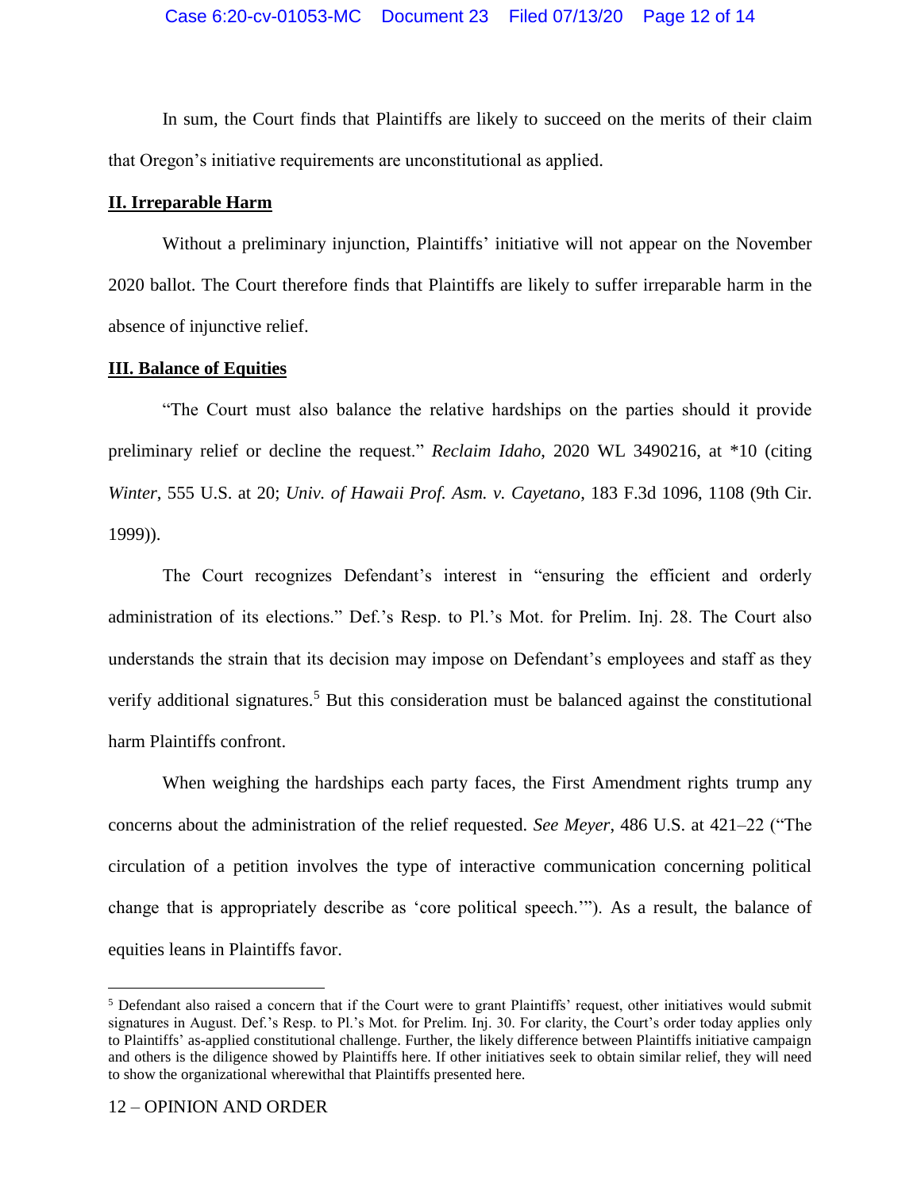In sum, the Court finds that Plaintiffs are likely to succeed on the merits of their claim that Oregon's initiative requirements are unconstitutional as applied.

## **II. Irreparable Harm**

Without a preliminary injunction, Plaintiffs' initiative will not appear on the November 2020 ballot. The Court therefore finds that Plaintiffs are likely to suffer irreparable harm in the absence of injunctive relief.

## **III. Balance of Equities**

"The Court must also balance the relative hardships on the parties should it provide preliminary relief or decline the request." *Reclaim Idaho*, 2020 WL 3490216, at *10 (citing *Winter*, 555 U.S. at 20; *Univ. of Hawaii Prof. Asm. v. Cayetano*, 183 F.3d 1096, 1108 (9th Cir. 1999)).

The Court recognizes Defendant's interest in "ensuring the efficient and orderly administration of its elections." Def.'s Resp. to Pl.'s Mot. for Prelim. Inj. 28. The Court also understands the strain that its decision may impose on Defendant's employees and staff as they verify additional signatures.[5] But this consideration must be balanced against the constitutional harm Plaintiffs confront.

When weighing the hardships each party faces, the First Amendment rights trump any concerns about the administration of the relief requested. *See Meyer*, 486 U.S. at 421–22 ("The circulation of a petition involves the type of interactive communication concerning political change that is appropriately describe as 'core political speech.'"). As a result, the balance of equities leans in Plaintiffs favor.

---

[5] Defendant also raised a concern that if the Court were to grant Plaintiffs' request, other initiatives would submit signatures in August. Def.'s Resp. to Pl.'s Mot. for Prelim. Inj. 30. For clarity, the Court's order today applies only to Plaintiffs' as-applied constitutional challenge. Further, the likely difference between Plaintiffs initiative campaign and others is the diligence showed by Plaintiffs here. If other initiatives seek to obtain similar relief, they will need to show the organizational wherewithal that Plaintiffs presented here.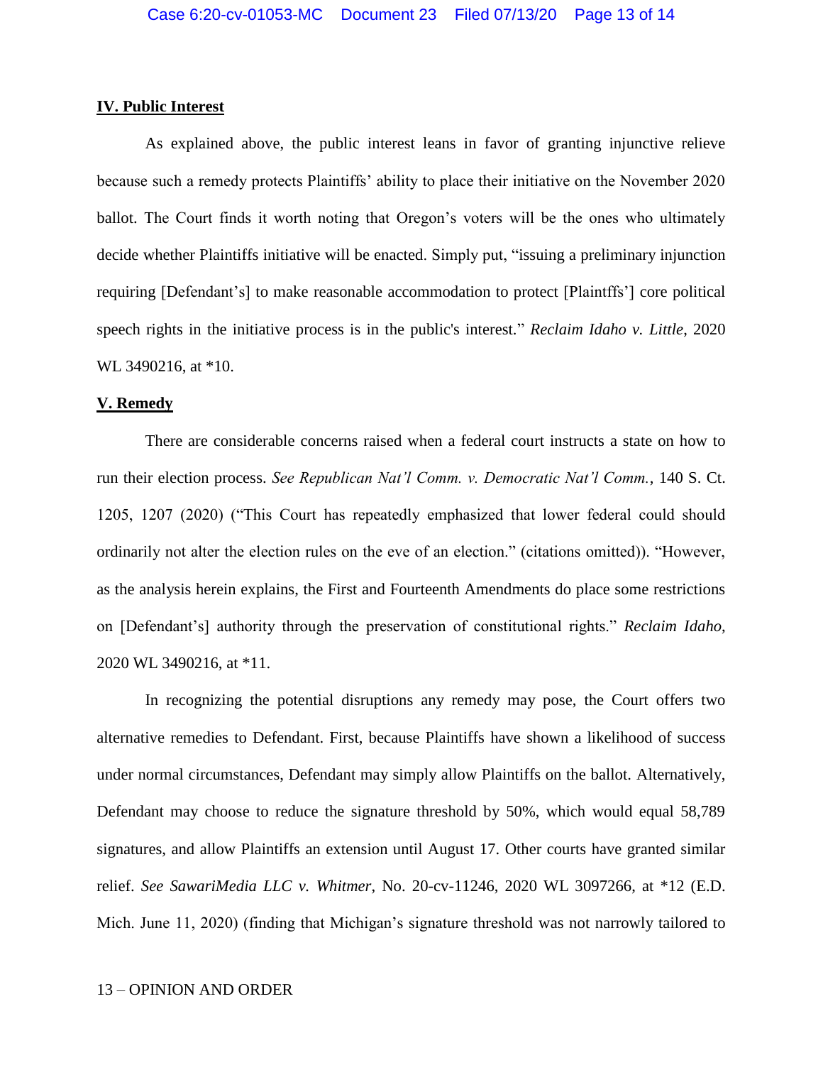**IV. Public Interest**

As explained above, the public interest leans in favor of granting injunctive relieve because such a remedy protects Plaintiffs' ability to place their initiative on the November 2020 ballot. The Court finds it worth noting that Oregon's voters will be the ones who ultimately decide whether Plaintiffs initiative will be enacted. Simply put, "issuing a preliminary injunction requiring [Defendant's] to make reasonable accommodation to protect [Plaintffs'] core political speech rights in the initiative process is in the public's interest." *Reclaim Idaho v. Little*, 2020 WL 3490216, at *10.

**V. Remedy**

There are considerable concerns raised when a federal court instructs a state on how to run their election process. *See Republican Nat'l Comm. v. Democratic Nat'l Comm.*, 140 S. Ct. 1205, 1207 (2020) ("This Court has repeatedly emphasized that lower federal could should ordinarily not alter the election rules on the eve of an election." (citations omitted)). "However, as the analysis herein explains, the First and Fourteenth Amendments do place some restrictions on [Defendant's] authority through the preservation of constitutional rights." *Reclaim Idaho*, 2020 WL 3490216, at *11.

In recognizing the potential disruptions any remedy may pose, the Court offers two alternative remedies to Defendant. First, because Plaintiffs have shown a likelihood of success under normal circumstances, Defendant may simply allow Plaintiffs on the ballot. Alternatively, Defendant may choose to reduce the signature threshold by 50%, which would equal 58,789 signatures, and allow Plaintiffs an extension until August 17. Other courts have granted similar relief. *See SawariMedia LLC v. Whitmer*, No. 20-cv-11246, 2020 WL 3097266, at *12 (E.D. Mich. June 11, 2020) (finding that Michigan's signature threshold was not narrowly tailored to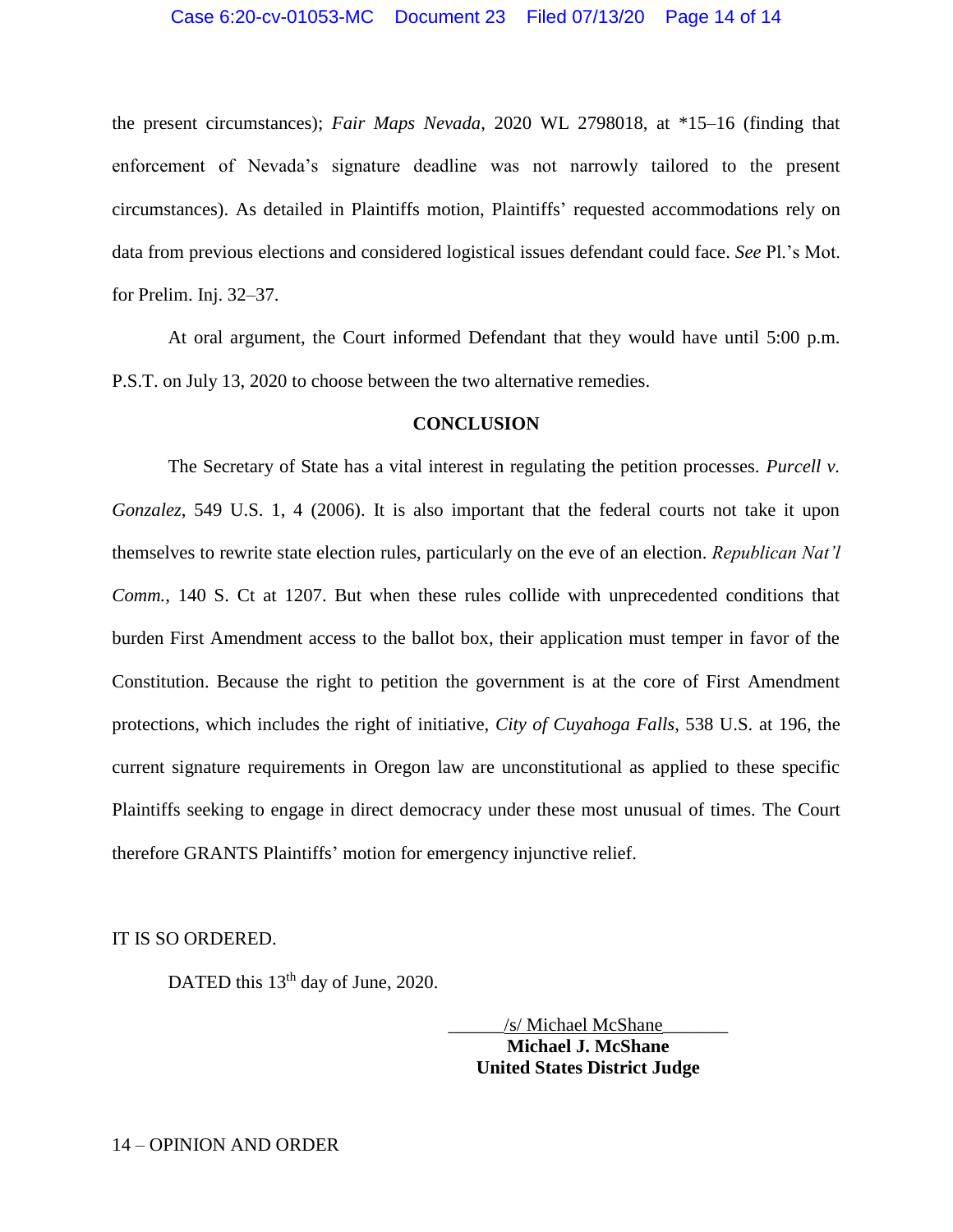the present circumstances); *Fair Maps Nevada*, 2020 WL 2798018, at *15–16 (finding that enforcement of Nevada's signature deadline was not narrowly tailored to the present circumstances). As detailed in Plaintiffs motion, Plaintiffs' requested accommodations rely on data from previous elections and considered logistical issues defendant could face. *See* Pl.'s Mot. for Prelim. Inj. 32–37.

At oral argument, the Court informed Defendant that they would have until 5:00 p.m. P.S.T. on July 13, 2020 to choose between the two alternative remedies.

## CONCLUSION

The Secretary of State has a vital interest in regulating the petition processes. *Purcell v. Gonzalez*, 549 U.S. 1, 4 (2006). It is also important that the federal courts not take it upon themselves to rewrite state election rules, particularly on the eve of an election. *Republican Nat'l Comm.*, 140 S. Ct at 1207. But when these rules collide with unprecedented conditions that burden First Amendment access to the ballot box, their application must temper in favor of the Constitution. Because the right to petition the government is at the core of First Amendment protections, which includes the right of initiative, *City of Cuyahoga Falls*, 538 U.S. at 196, the current signature requirements in Oregon law are unconstitutional as applied to these specific Plaintiffs seeking to engage in direct democracy under these most unusual of times. The Court therefore GRANTS Plaintiffs' motion for emergency injunctive relief.

IT IS SO ORDERED.

DATED this 13th day of June, 2020.

/s/ Michael McShane

**Michael J. McShane**
**United States District Judge**

14 – OPINION AND ORDER